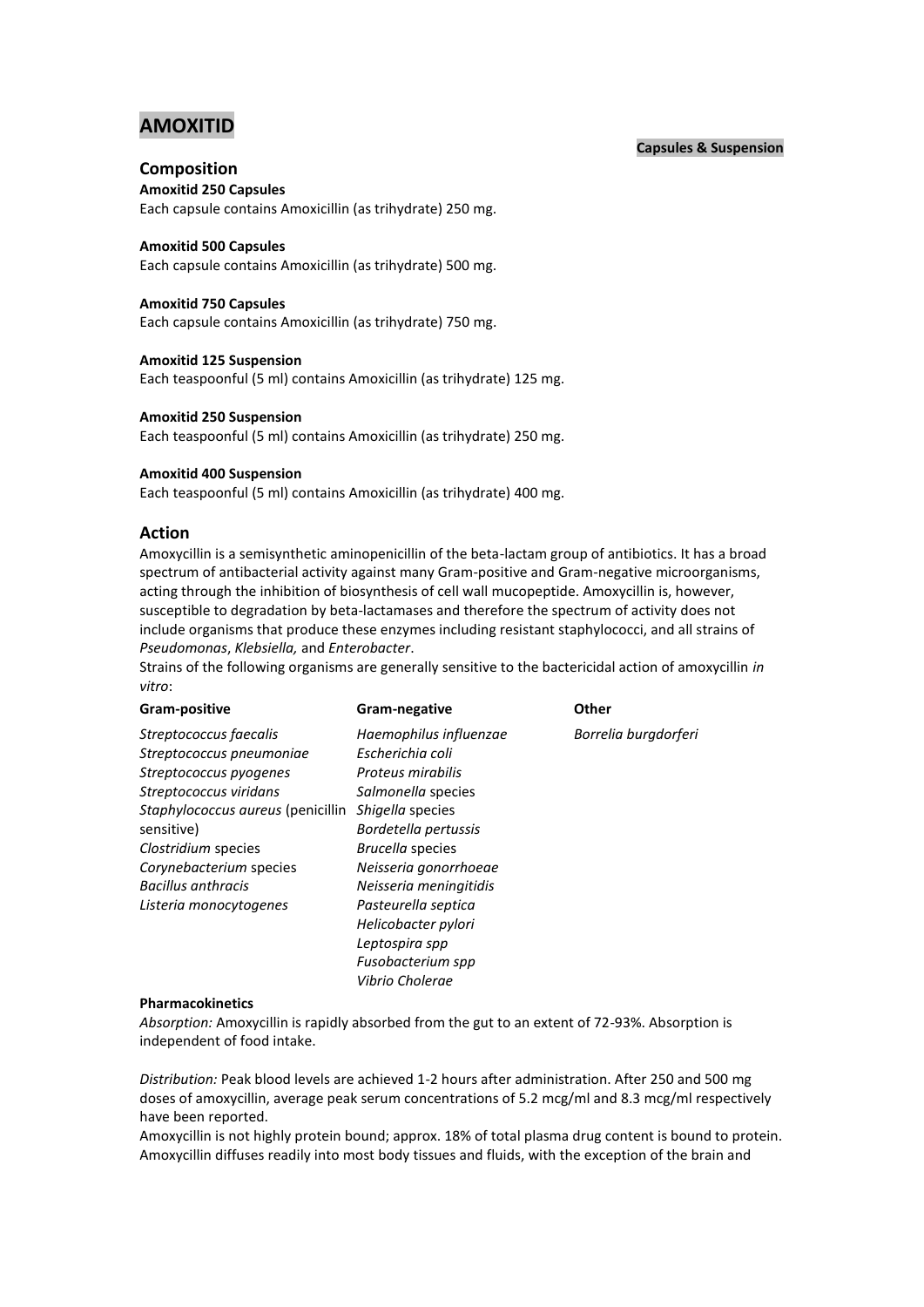# AMOXITID

**Capsules & Suspension**

## Composition

**Amoxitid 250 Capsules**
Each capsule contains Amoxicillin (as trihydrate) 250 mg.

**Amoxitid 500 Capsules**
Each capsule contains Amoxicillin (as trihydrate) 500 mg.

**Amoxitid 750 Capsules**
Each capsule contains Amoxicillin (as trihydrate) 750 mg.

**Amoxitid 125 Suspension**
Each teaspoonful (5 ml) contains Amoxicillin (as trihydrate) 125 mg.

**Amoxitid 250 Suspension**
Each teaspoonful (5 ml) contains Amoxicillin (as trihydrate) 250 mg.

**Amoxitid 400 Suspension**
Each teaspoonful (5 ml) contains Amoxicillin (as trihydrate) 400 mg.

## Action

Amoxycillin is a semisynthetic aminopenicillin of the beta-lactam group of antibiotics. It has a broad spectrum of antibacterial activity against many Gram-positive and Gram-negative microorganisms, acting through the inhibition of biosynthesis of cell wall mucopeptide. Amoxycillin is, however, susceptible to degradation by beta-lactamases and therefore the spectrum of activity does not include organisms that produce these enzymes including resistant staphylococci, and all strains of *Pseudomonas*, *Klebsiella,* and *Enterobacter*.

Strains of the following organisms are generally sensitive to the bactericidal action of amoxycillin *in vitro*:

| Gram-positive | Gram-negative | Other |
|---|---|---|
| *Streptococcus faecalis* | *Haemophilus influenzae* | *Borrelia burgdorferi* |
| *Streptococcus pneumoniae* | *Escherichia coli* | |
| *Streptococcus pyogenes* | *Proteus mirabilis* | |
| *Streptococcus viridans* | *Salmonella* species | |
| *Staphylococcus aureus* (penicillin sensitive) | *Shigella* species | |
| *Clostridium* species | *Bordetella pertussis* | |
| *Corynebacterium* species | *Brucella* species | |
| *Bacillus anthracis* | *Neisseria gonorrhoeae* | |
| *Listeria monocytogenes* | *Neisseria meningitidis* | |
| | *Pasteurella septica* | |
| | *Helicobacter pylori* | |
| | *Leptospira spp* | |
| | *Fusobacterium spp* | |
| | *Vibrio Cholerae* | |

### Pharmacokinetics

*Absorption:* Amoxycillin is rapidly absorbed from the gut to an extent of 72-93%. Absorption is independent of food intake.

*Distribution:* Peak blood levels are achieved 1-2 hours after administration. After 250 and 500 mg doses of amoxycillin, average peak serum concentrations of 5.2 mcg/ml and 8.3 mcg/ml respectively have been reported.

Amoxycillin is not highly protein bound; approx. 18% of total plasma drug content is bound to protein. Amoxycillin diffuses readily into most body tissues and fluids, with the exception of the brain and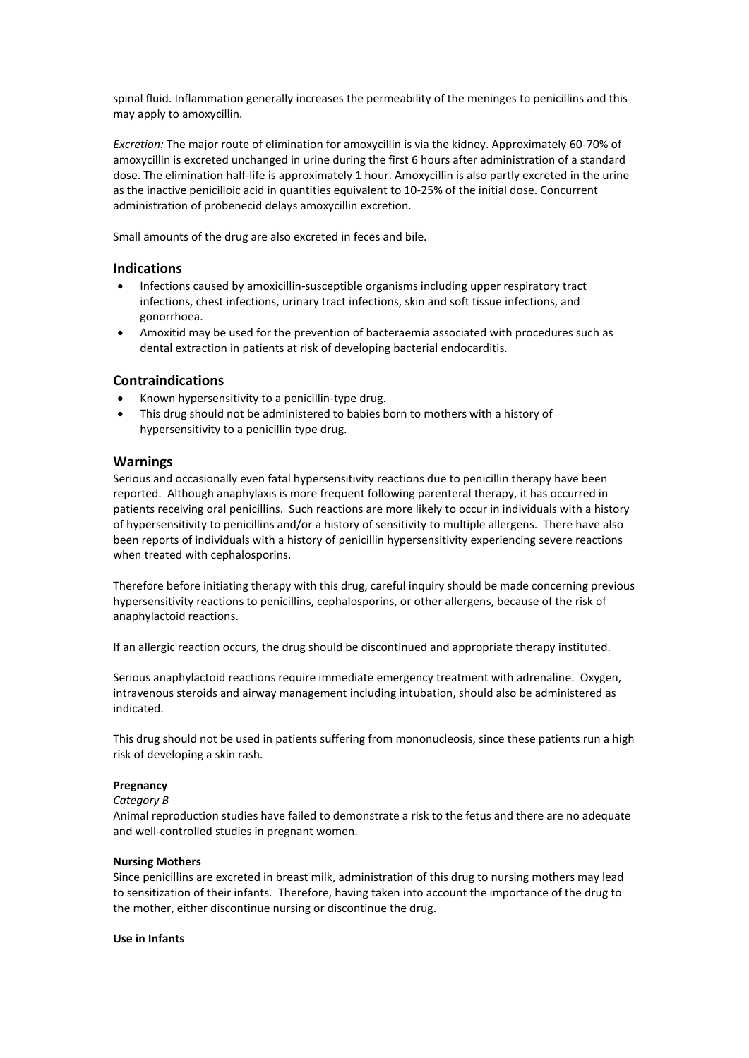spinal fluid. Inflammation generally increases the permeability of the meninges to penicillins and this may apply to amoxycillin.

*Excretion:* The major route of elimination for amoxycillin is via the kidney. Approximately 60-70% of amoxycillin is excreted unchanged in urine during the first 6 hours after administration of a standard dose. The elimination half-life is approximately 1 hour. Amoxycillin is also partly excreted in the urine as the inactive penicilloic acid in quantities equivalent to 10-25% of the initial dose. Concurrent administration of probenecid delays amoxycillin excretion.

Small amounts of the drug are also excreted in feces and bile.

## Indications

- Infections caused by amoxicillin-susceptible organisms including upper respiratory tract infections, chest infections, urinary tract infections, skin and soft tissue infections, and gonorrhoea.
- Amoxitid may be used for the prevention of bacteraemia associated with procedures such as dental extraction in patients at risk of developing bacterial endocarditis.

## Contraindications

- Known hypersensitivity to a penicillin-type drug.
- This drug should not be administered to babies born to mothers with a history of hypersensitivity to a penicillin type drug.

## Warnings

Serious and occasionally even fatal hypersensitivity reactions due to penicillin therapy have been reported. Although anaphylaxis is more frequent following parenteral therapy, it has occurred in patients receiving oral penicillins. Such reactions are more likely to occur in individuals with a history of hypersensitivity to penicillins and/or a history of sensitivity to multiple allergens. There have also been reports of individuals with a history of penicillin hypersensitivity experiencing severe reactions when treated with cephalosporins.

Therefore before initiating therapy with this drug, careful inquiry should be made concerning previous hypersensitivity reactions to penicillins, cephalosporins, or other allergens, because of the risk of anaphylactoid reactions.

If an allergic reaction occurs, the drug should be discontinued and appropriate therapy instituted.

Serious anaphylactoid reactions require immediate emergency treatment with adrenaline. Oxygen, intravenous steroids and airway management including intubation, should also be administered as indicated.

This drug should not be used in patients suffering from mononucleosis, since these patients run a high risk of developing a skin rash.

**Pregnancy**

*Category B*

Animal reproduction studies have failed to demonstrate a risk to the fetus and there are no adequate and well-controlled studies in pregnant women.

**Nursing Mothers**

Since penicillins are excreted in breast milk, administration of this drug to nursing mothers may lead to sensitization of their infants. Therefore, having taken into account the importance of the drug to the mother, either discontinue nursing or discontinue the drug.

**Use in Infants**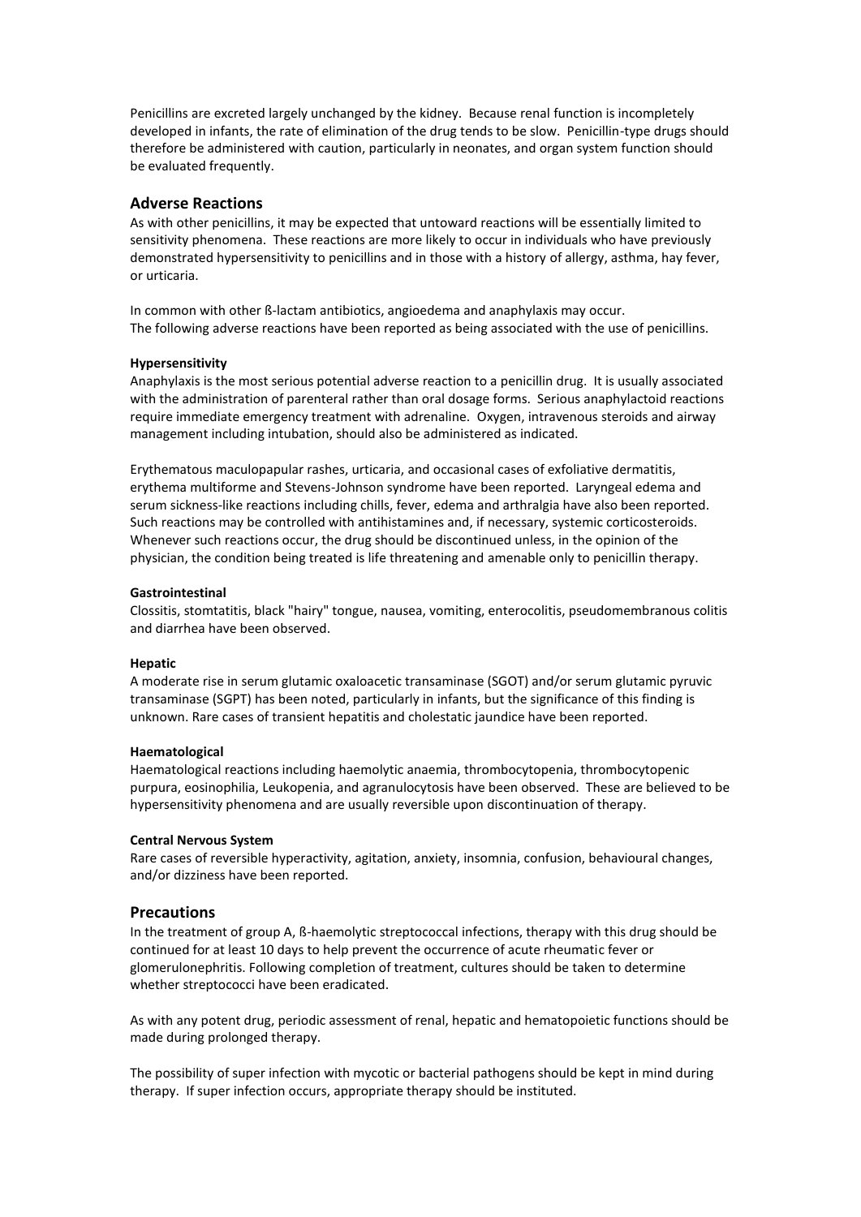Penicillins are excreted largely unchanged by the kidney. Because renal function is incompletely developed in infants, the rate of elimination of the drug tends to be slow. Penicillin-type drugs should therefore be administered with caution, particularly in neonates, and organ system function should be evaluated frequently.

## Adverse Reactions

As with other penicillins, it may be expected that untoward reactions will be essentially limited to sensitivity phenomena. These reactions are more likely to occur in individuals who have previously demonstrated hypersensitivity to penicillins and in those with a history of allergy, asthma, hay fever, or urticaria.

In common with other ß-lactam antibiotics, angioedema and anaphylaxis may occur. The following adverse reactions have been reported as being associated with the use of penicillins.

**Hypersensitivity**

Anaphylaxis is the most serious potential adverse reaction to a penicillin drug. It is usually associated with the administration of parenteral rather than oral dosage forms. Serious anaphylactoid reactions require immediate emergency treatment with adrenaline. Oxygen, intravenous steroids and airway management including intubation, should also be administered as indicated.

Erythematous maculopapular rashes, urticaria, and occasional cases of exfoliative dermatitis, erythema multiforme and Stevens-Johnson syndrome have been reported. Laryngeal edema and serum sickness-like reactions including chills, fever, edema and arthralgia have also been reported. Such reactions may be controlled with antihistamines and, if necessary, systemic corticosteroids. Whenever such reactions occur, the drug should be discontinued unless, in the opinion of the physician, the condition being treated is life threatening and amenable only to penicillin therapy.

**Gastrointestinal**

Clossitis, stomtatitis, black "hairy" tongue, nausea, vomiting, enterocolitis, pseudomembranous colitis and diarrhea have been observed.

**Hepatic**

A moderate rise in serum glutamic oxaloacetic transaminase (SGOT) and/or serum glutamic pyruvic transaminase (SGPT) has been noted, particularly in infants, but the significance of this finding is unknown. Rare cases of transient hepatitis and cholestatic jaundice have been reported.

**Haematological**

Haematological reactions including haemolytic anaemia, thrombocytopenia, thrombocytopenic purpura, eosinophilia, Leukopenia, and agranulocytosis have been observed. These are believed to be hypersensitivity phenomena and are usually reversible upon discontinuation of therapy.

**Central Nervous System**

Rare cases of reversible hyperactivity, agitation, anxiety, insomnia, confusion, behavioural changes, and/or dizziness have been reported.

## Precautions

In the treatment of group A, ß-haemolytic streptococcal infections, therapy with this drug should be continued for at least 10 days to help prevent the occurrence of acute rheumatic fever or glomerulonephritis. Following completion of treatment, cultures should be taken to determine whether streptococci have been eradicated.

As with any potent drug, periodic assessment of renal, hepatic and hematopoietic functions should be made during prolonged therapy.

The possibility of super infection with mycotic or bacterial pathogens should be kept in mind during therapy. If super infection occurs, appropriate therapy should be instituted.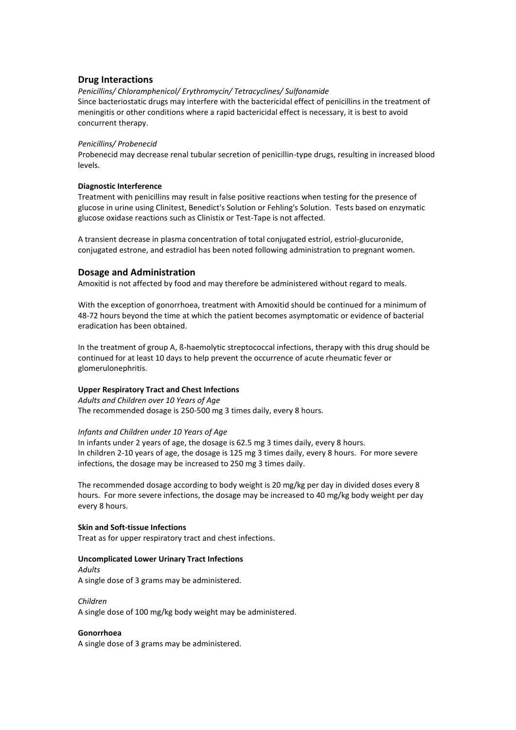## Drug Interactions

*Penicillins/ Chloramphenicol/ Erythromycin/ Tetracyclines/ Sulfonamide*

Since bacteriostatic drugs may interfere with the bactericidal effect of penicillins in the treatment of meningitis or other conditions where a rapid bactericidal effect is necessary, it is best to avoid concurrent therapy.

*Penicillins/ Probenecid*

Probenecid may decrease renal tubular secretion of penicillin-type drugs, resulting in increased blood levels.

**Diagnostic Interference**

Treatment with penicillins may result in false positive reactions when testing for the presence of glucose in urine using Clinitest, Benedict's Solution or Fehling's Solution. Tests based on enzymatic glucose oxidase reactions such as Clinistix or Test-Tape is not affected.

A transient decrease in plasma concentration of total conjugated estriol, estriol-glucuronide, conjugated estrone, and estradiol has been noted following administration to pregnant women.

## Dosage and Administration

Amoxitid is not affected by food and may therefore be administered without regard to meals.

With the exception of gonorrhoea, treatment with Amoxitid should be continued for a minimum of 48-72 hours beyond the time at which the patient becomes asymptomatic or evidence of bacterial eradication has been obtained.

In the treatment of group A, ß-haemolytic streptococcal infections, therapy with this drug should be continued for at least 10 days to help prevent the occurrence of acute rheumatic fever or glomerulonephritis.

**Upper Respiratory Tract and Chest Infections**

*Adults and Children over 10 Years of Age*

The recommended dosage is 250-500 mg 3 times daily, every 8 hours.

*Infants and Children under 10 Years of Age*

In infants under 2 years of age, the dosage is 62.5 mg 3 times daily, every 8 hours.
In children 2-10 years of age, the dosage is 125 mg 3 times daily, every 8 hours. For more severe infections, the dosage may be increased to 250 mg 3 times daily.

The recommended dosage according to body weight is 20 mg/kg per day in divided doses every 8 hours. For more severe infections, the dosage may be increased to 40 mg/kg body weight per day every 8 hours.

**Skin and Soft-tissue Infections**

Treat as for upper respiratory tract and chest infections.

**Uncomplicated Lower Urinary Tract Infections**

*Adults*

A single dose of 3 grams may be administered.

*Children*

A single dose of 100 mg/kg body weight may be administered.

**Gonorrhoea**

A single dose of 3 grams may be administered.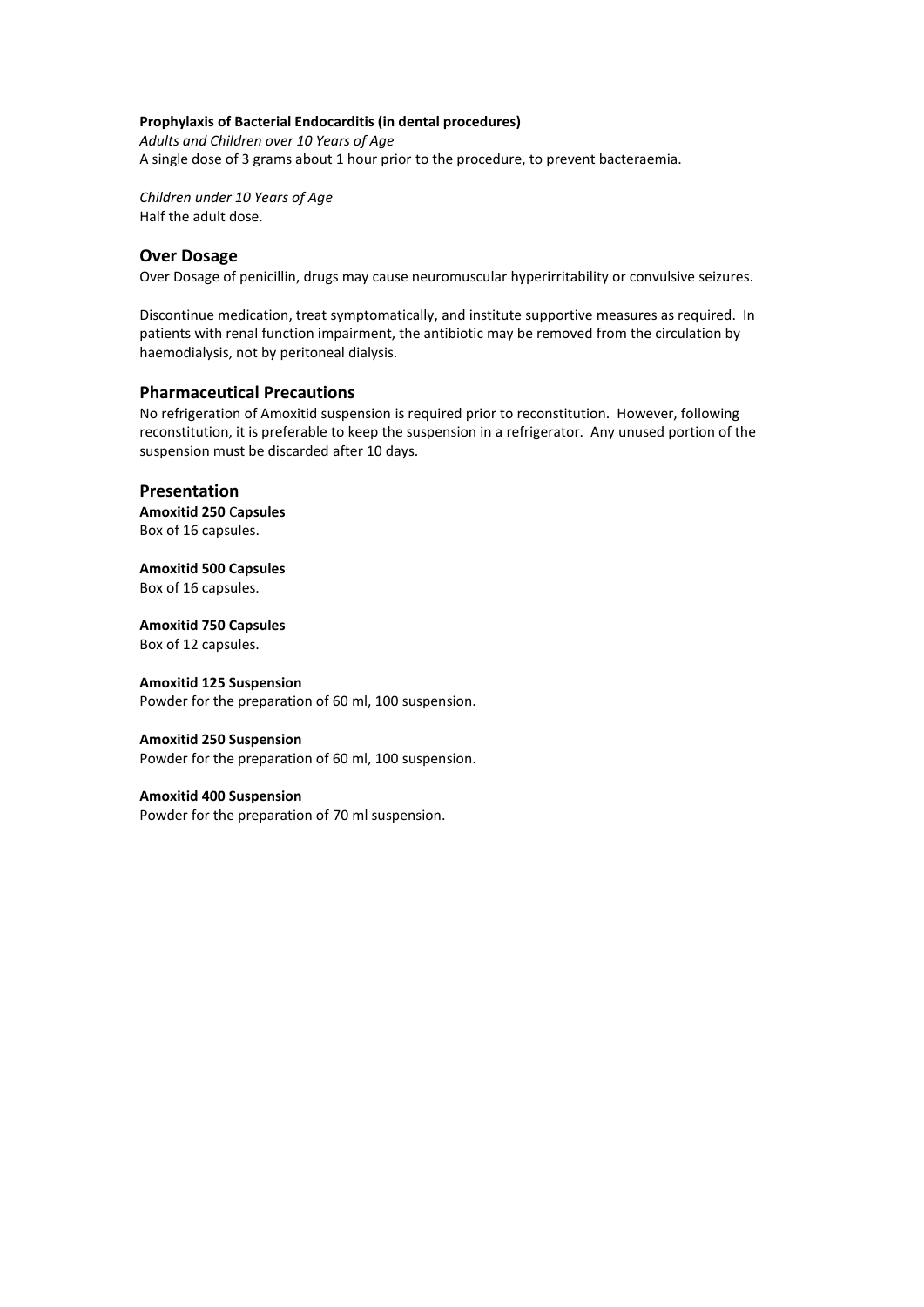**Prophylaxis of Bacterial Endocarditis (in dental procedures)**

*Adults and Children over 10 Years of Age*
A single dose of 3 grams about 1 hour prior to the procedure, to prevent bacteraemia.

*Children under 10 Years of Age*
Half the adult dose.

## Over Dosage

Over Dosage of penicillin, drugs may cause neuromuscular hyperirritability or convulsive seizures.

Discontinue medication, treat symptomatically, and institute supportive measures as required. In patients with renal function impairment, the antibiotic may be removed from the circulation by haemodialysis, not by peritoneal dialysis.

## Pharmaceutical Precautions

No refrigeration of Amoxitid suspension is required prior to reconstitution. However, following reconstitution, it is preferable to keep the suspension in a refrigerator. Any unused portion of the suspension must be discarded after 10 days.

## Presentation

**Amoxitid 250 Capsules**
Box of 16 capsules.

**Amoxitid 500 Capsules**
Box of 16 capsules.

**Amoxitid 750 Capsules**
Box of 12 capsules.

**Amoxitid 125 Suspension**
Powder for the preparation of 60 ml, 100 suspension.

**Amoxitid 250 Suspension**
Powder for the preparation of 60 ml, 100 suspension.

**Amoxitid 400 Suspension**
Powder for the preparation of 70 ml suspension.